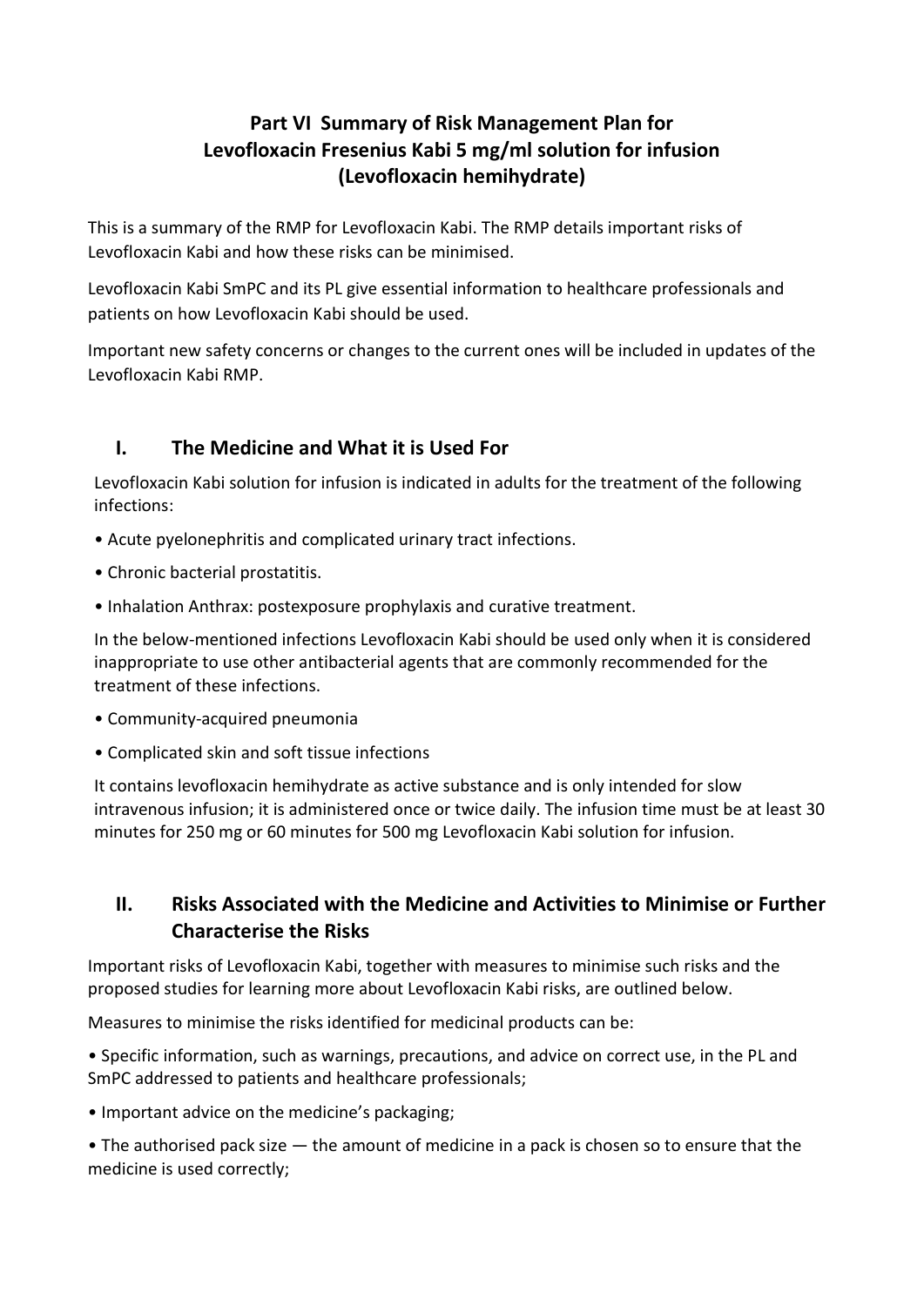# Part VI Summary of Risk Management Plan for Levofloxacin Fresenius Kabi 5 mg/ml solution for infusion (Levofloxacin hemihydrate)

This is a summary of the RMP for Levofloxacin Kabi. The RMP details important risks of Levofloxacin Kabi and how these risks can be minimised.

Levofloxacin Kabi SmPC and its PL give essential information to healthcare professionals and patients on how Levofloxacin Kabi should be used.

Important new safety concerns or changes to the current ones will be included in updates of the Levofloxacin Kabi RMP.

## I. The Medicine and What it is Used For

Levofloxacin Kabi solution for infusion is indicated in adults for the treatment of the following infections:

- Acute pyelonephritis and complicated urinary tract infections.
- Chronic bacterial prostatitis.
- Inhalation Anthrax: postexposure prophylaxis and curative treatment.

In the below-mentioned infections Levofloxacin Kabi should be used only when it is considered inappropriate to use other antibacterial agents that are commonly recommended for the treatment of these infections.

- Community-acquired pneumonia
- Complicated skin and soft tissue infections

It contains levofloxacin hemihydrate as active substance and is only intended for slow intravenous infusion; it is administered once or twice daily. The infusion time must be at least 30 minutes for 250 mg or 60 minutes for 500 mg Levofloxacin Kabi solution for infusion.

## II. Risks Associated with the Medicine and Activities to Minimise or Further Characterise the Risks

Important risks of Levofloxacin Kabi, together with measures to minimise such risks and the proposed studies for learning more about Levofloxacin Kabi risks, are outlined below.

Measures to minimise the risks identified for medicinal products can be:

- Specific information, such as warnings, precautions, and advice on correct use, in the PL and SmPC addressed to patients and healthcare professionals;
- Important advice on the medicine's packaging;
- The authorised pack size — the amount of medicine in a pack is chosen so to ensure that the medicine is used correctly;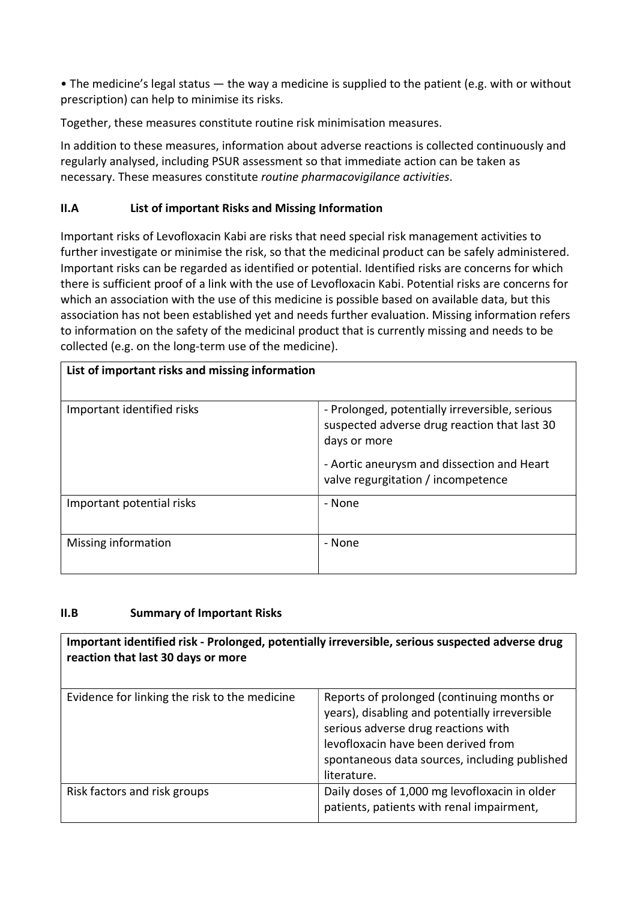• The medicine's legal status — the way a medicine is supplied to the patient (e.g. with or without prescription) can help to minimise its risks.

Together, these measures constitute routine risk minimisation measures.

In addition to these measures, information about adverse reactions is collected continuously and regularly analysed, including PSUR assessment so that immediate action can be taken as necessary. These measures constitute *routine pharmacovigilance activities*.

## II.A List of important Risks and Missing Information

Important risks of Levofloxacin Kabi are risks that need special risk management activities to further investigate or minimise the risk, so that the medicinal product can be safely administered. Important risks can be regarded as identified or potential. Identified risks are concerns for which there is sufficient proof of a link with the use of Levofloxacin Kabi. Potential risks are concerns for which an association with the use of this medicine is possible based on available data, but this association has not been established yet and needs further evaluation. Missing information refers to information on the safety of the medicinal product that is currently missing and needs to be collected (e.g. on the long-term use of the medicine).

| **List of important risks and missing information** | |
|---|---|
| Important identified risks | - Prolonged, potentially irreversible, serious suspected adverse drug reaction that last 30 days or more<br>- Aortic aneurysm and dissection and Heart valve regurgitation / incompetence |
| Important potential risks | - None |
| Missing information | - None |

## II.B Summary of Important Risks

| **Important identified risk - Prolonged, potentially irreversible, serious suspected adverse drug reaction that last 30 days or more** | |
|---|---|
| Evidence for linking the risk to the medicine | Reports of prolonged (continuing months or years), disabling and potentially irreversible serious adverse drug reactions with levofloxacin have been derived from spontaneous data sources, including published literature. |
| Risk factors and risk groups | Daily doses of 1,000 mg levofloxacin in older patients, patients with renal impairment, |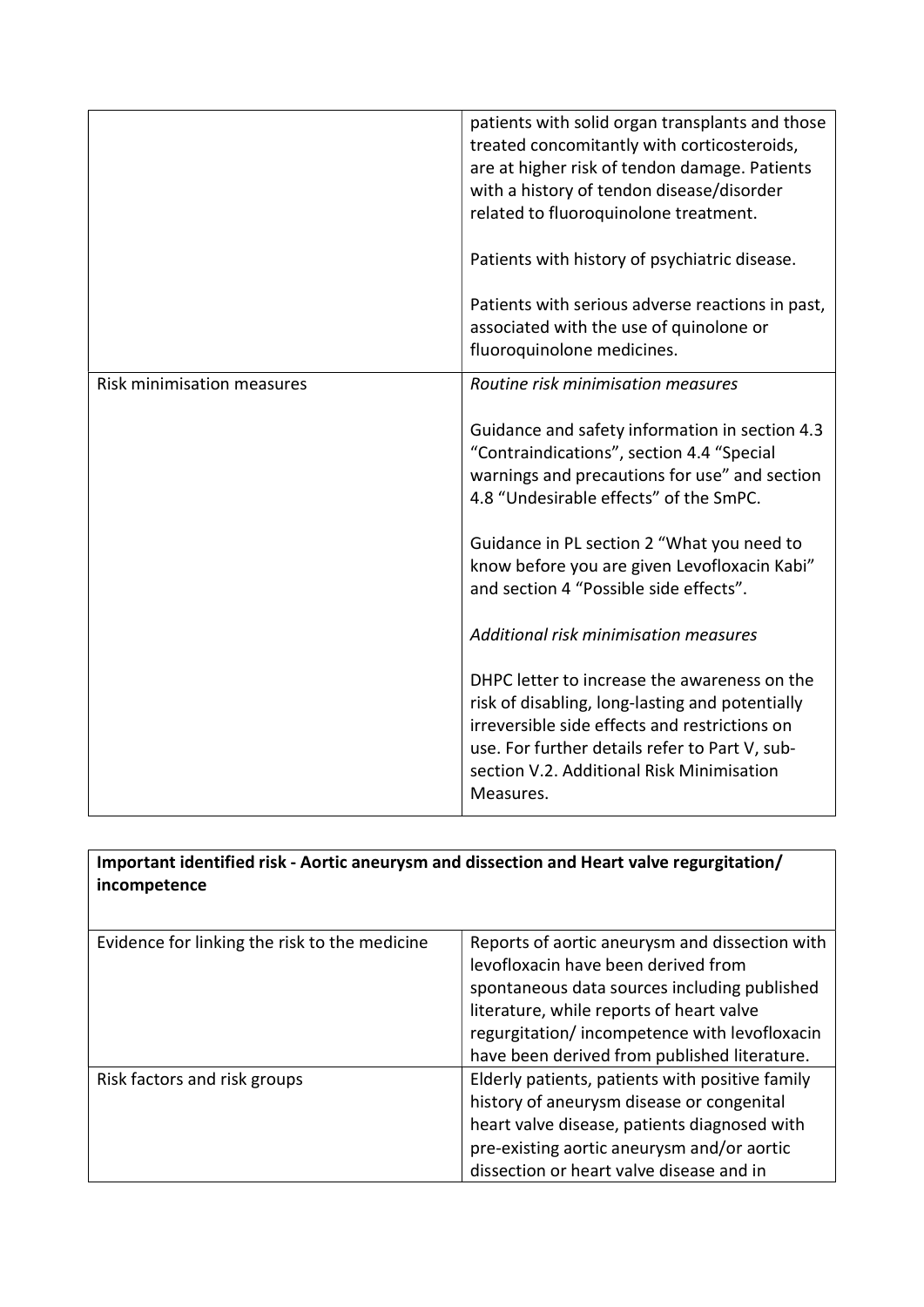| | |
|---|---|
| | patients with solid organ transplants and those treated concomitantly with corticosteroids, are at higher risk of tendon damage. Patients with a history of tendon disease/disorder related to fluoroquinolone treatment.<br><br>Patients with history of psychiatric disease.<br><br>Patients with serious adverse reactions in past, associated with the use of quinolone or fluoroquinolone medicines. |
| Risk minimisation measures | *Routine risk minimisation measures*<br><br>Guidance and safety information in section 4.3 "Contraindications", section 4.4 "Special warnings and precautions for use" and section 4.8 "Undesirable effects" of the SmPC.<br><br>Guidance in PL section 2 "What you need to know before you are given Levofloxacin Kabi" and section 4 "Possible side effects".<br><br>*Additional risk minimisation measures*<br><br>DHPC letter to increase the awareness on the risk of disabling, long-lasting and potentially irreversible side effects and restrictions on use. For further details refer to Part V, sub-section V.2. Additional Risk Minimisation Measures. |

| **Important identified risk - Aortic aneurysm and dissection and Heart valve regurgitation/ incompetence** | |
|---|---|
| Evidence for linking the risk to the medicine | Reports of aortic aneurysm and dissection with levofloxacin have been derived from spontaneous data sources including published literature, while reports of heart valve regurgitation/ incompetence with levofloxacin have been derived from published literature. |
| Risk factors and risk groups | Elderly patients, patients with positive family history of aneurysm disease or congenital heart valve disease, patients diagnosed with pre-existing aortic aneurysm and/or aortic dissection or heart valve disease and in |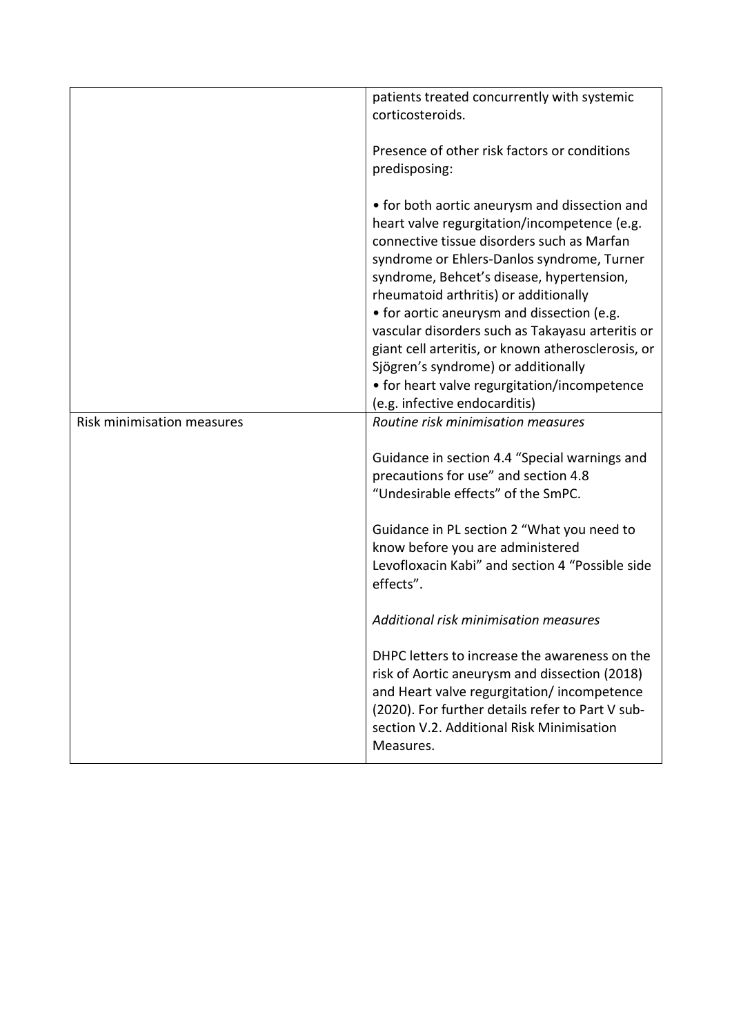| | |
|---|---|
| | patients treated concurrently with systemic corticosteroids.<br><br>Presence of other risk factors or conditions predisposing:<br><br>• for both aortic aneurysm and dissection and heart valve regurgitation/incompetence (e.g. connective tissue disorders such as Marfan syndrome or Ehlers-Danlos syndrome, Turner syndrome, Behcet's disease, hypertension, rheumatoid arthritis) or additionally<br>• for aortic aneurysm and dissection (e.g. vascular disorders such as Takayasu arteritis or giant cell arteritis, or known atherosclerosis, or Sjögren's syndrome) or additionally<br>• for heart valve regurgitation/incompetence (e.g. infective endocarditis) |
| Risk minimisation measures | *Routine risk minimisation measures*<br><br>Guidance in section 4.4 "Special warnings and precautions for use" and section 4.8 "Undesirable effects" of the SmPC.<br><br>Guidance in PL section 2 "What you need to know before you are administered Levofloxacin Kabi" and section 4 "Possible side effects".<br><br>*Additional risk minimisation measures*<br><br>DHPC letters to increase the awareness on the risk of Aortic aneurysm and dissection (2018) and Heart valve regurgitation/ incompetence (2020). For further details refer to Part V sub-section V.2. Additional Risk Minimisation Measures. |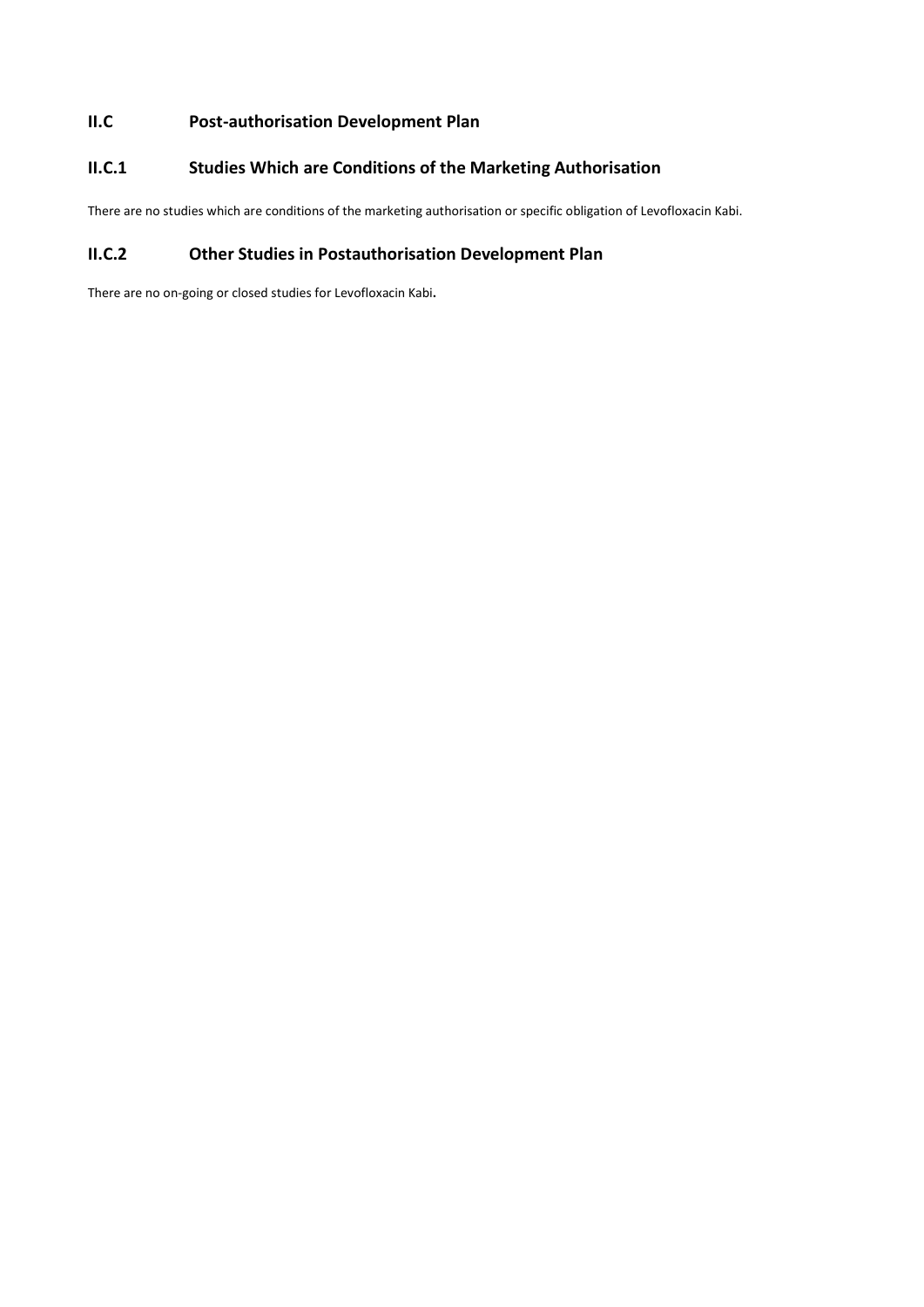## II.C Post-authorisation Development Plan

### II.C.1 Studies Which are Conditions of the Marketing Authorisation

There are no studies which are conditions of the marketing authorisation or specific obligation of Levofloxacin Kabi.

### II.C.2 Other Studies in Postauthorisation Development Plan

There are no on-going or closed studies for Levofloxacin Kabi.